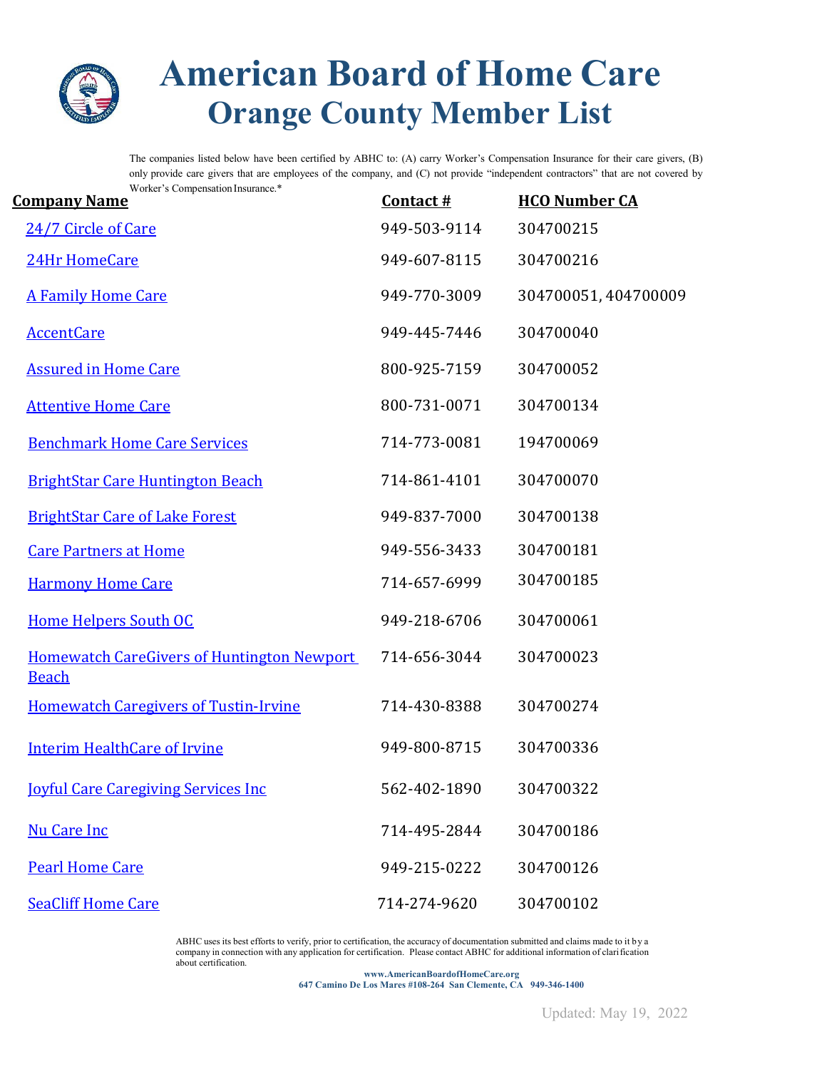# American Board of Home Care

## Orange County Member List

The companies listed below have been certified by ABHC to: (A) carry Worker's Compensation Insurance for their care givers, (B) only provide care givers that are employees of the company, and (C) not provide "independent contractors" that are not covered by Worker's Compensation Insurance.*

| Company Name | Contact # | HCO Number CA |
|---|---|---|
| 24/7 Circle of Care | 949-503-9114 | 304700215 |
| 24Hr HomeCare | 949-607-8115 | 304700216 |
| A Family Home Care | 949-770-3009 | 304700051, 404700009 |
| AccentCare | 949-445-7446 | 304700040 |
| Assured in Home Care | 800-925-7159 | 304700052 |
| Attentive Home Care | 800-731-0071 | 304700134 |
| Benchmark Home Care Services | 714-773-0081 | 194700069 |
| BrightStar Care Huntington Beach | 714-861-4101 | 304700070 |
| BrightStar Care of Lake Forest | 949-837-7000 | 304700138 |
| Care Partners at Home | 949-556-3433 | 304700181 |
| Harmony Home Care | 714-657-6999 | 304700185 |
| Home Helpers South OC | 949-218-6706 | 304700061 |
| Homewatch CareGivers of Huntington Newport Beach | 714-656-3044 | 304700023 |
| Homewatch Caregivers of Tustin-Irvine | 714-430-8388 | 304700274 |
| Interim HealthCare of Irvine | 949-800-8715 | 304700336 |
| Joyful Care Caregiving Services Inc | 562-402-1890 | 304700322 |
| Nu Care Inc | 714-495-2844 | 304700186 |
| Pearl Home Care | 949-215-0222 | 304700126 |
| SeaCliff Home Care | 714-274-9620 | 304700102 |

ABHC uses its best efforts to verify, prior to certification, the accuracy of documentation submitted and claims made to it by a company in connection with any application for certification. Please contact ABHC for additional information of clarification about certification.

**www.AmericanBoardofHomeCare.org**
**647 Camino De Los Mares #108-264 San Clemente, CA 949-346-1400**

Updated: May 19, 2022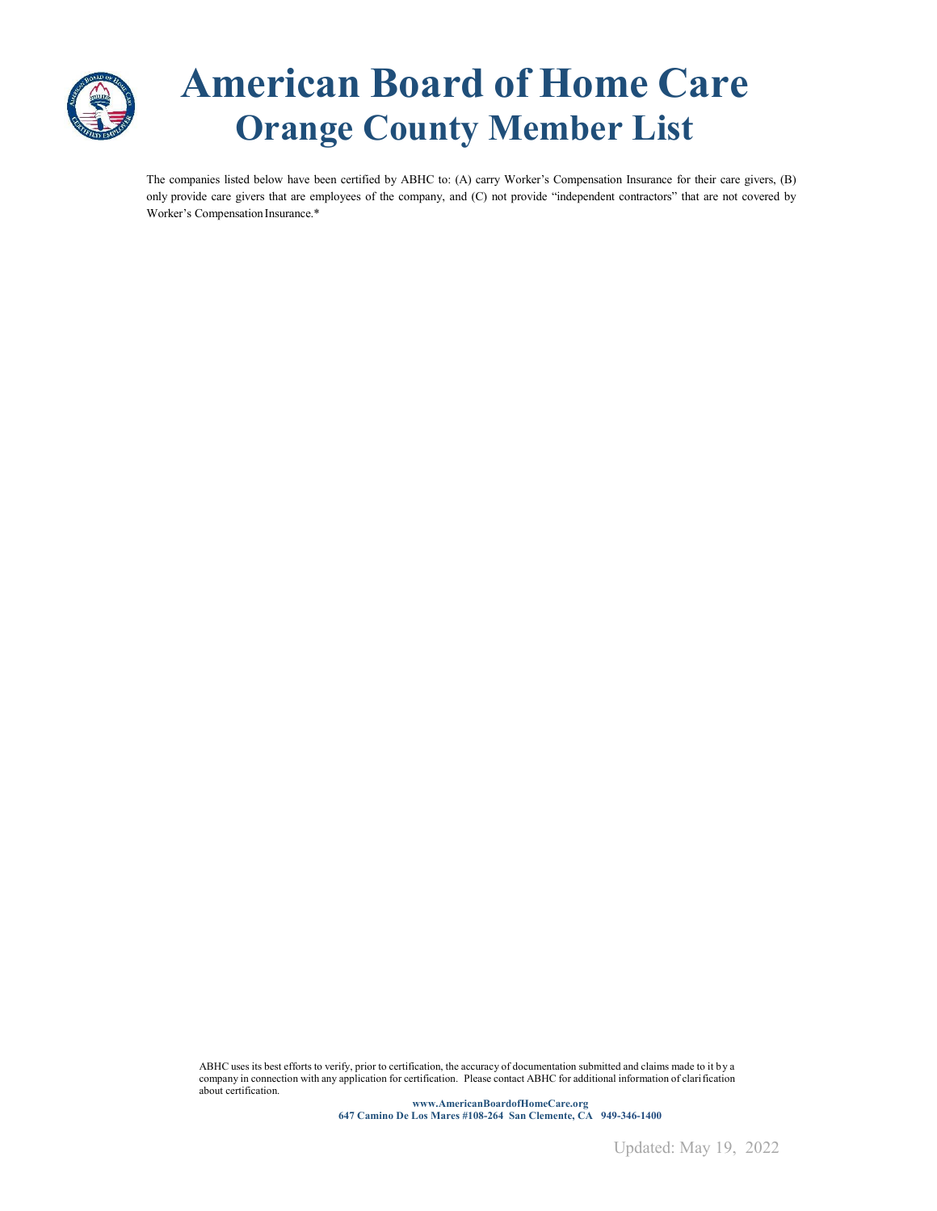# American Board of Home Care

## Orange County Member List

The companies listed below have been certified by ABHC to: (A) carry Worker's Compensation Insurance for their care givers, (B) only provide care givers that are employees of the company, and (C) not provide "independent contractors" that are not covered by Worker's Compensation Insurance.*

ABHC uses its best efforts to verify, prior to certification, the accuracy of documentation submitted and claims made to it by a company in connection with any application for certification. Please contact ABHC for additional information of clarification about certification.

**www.AmericanBoardofHomeCare.org**
**647 Camino De Los Mares #108-264 San Clemente, CA 949-346-1400**

Updated: May 19, 2022